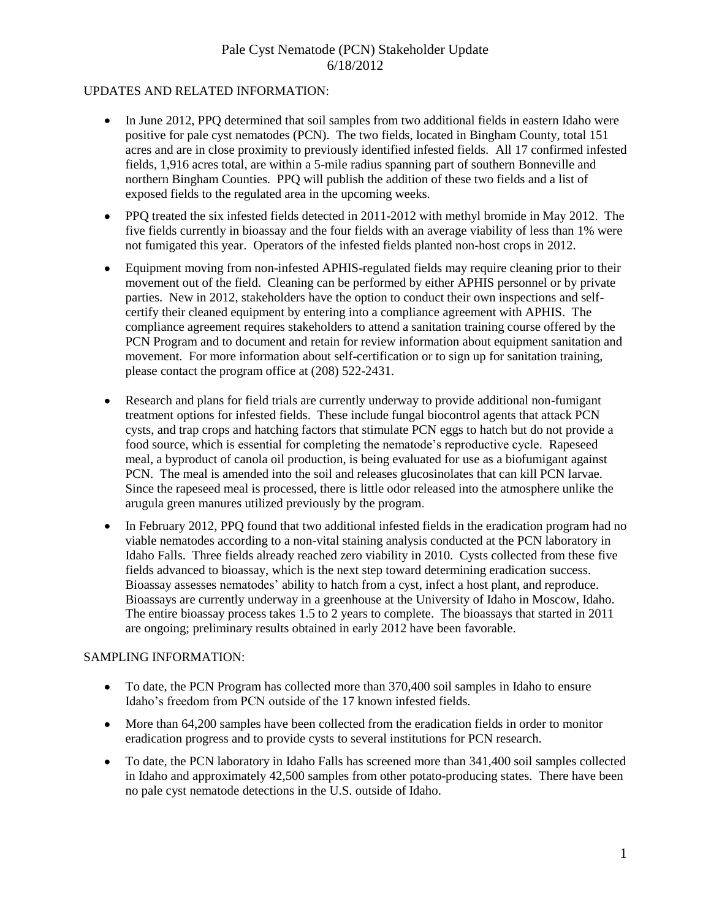# Pale Cyst Nematode (PCN) Stakeholder Update
## 6/18/2012

UPDATES AND RELATED INFORMATION:

- In June 2012, PPQ determined that soil samples from two additional fields in eastern Idaho were positive for pale cyst nematodes (PCN). The two fields, located in Bingham County, total 151 acres and are in close proximity to previously identified infested fields. All 17 confirmed infested fields, 1,916 acres total, are within a 5-mile radius spanning part of southern Bonneville and northern Bingham Counties. PPQ will publish the addition of these two fields and a list of exposed fields to the regulated area in the upcoming weeks.
- PPQ treated the six infested fields detected in 2011-2012 with methyl bromide in May 2012. The five fields currently in bioassay and the four fields with an average viability of less than 1% were not fumigated this year. Operators of the infested fields planted non-host crops in 2012.
- Equipment moving from non-infested APHIS-regulated fields may require cleaning prior to their movement out of the field. Cleaning can be performed by either APHIS personnel or by private parties. New in 2012, stakeholders have the option to conduct their own inspections and self-certify their cleaned equipment by entering into a compliance agreement with APHIS. The compliance agreement requires stakeholders to attend a sanitation training course offered by the PCN Program and to document and retain for review information about equipment sanitation and movement. For more information about self-certification or to sign up for sanitation training, please contact the program office at (208) 522-2431.
- Research and plans for field trials are currently underway to provide additional non-fumigant treatment options for infested fields. These include fungal biocontrol agents that attack PCN cysts, and trap crops and hatching factors that stimulate PCN eggs to hatch but do not provide a food source, which is essential for completing the nematode's reproductive cycle. Rapeseed meal, a byproduct of canola oil production, is being evaluated for use as a biofumigant against PCN. The meal is amended into the soil and releases glucosinolates that can kill PCN larvae. Since the rapeseed meal is processed, there is little odor released into the atmosphere unlike the arugula green manures utilized previously by the program.
- In February 2012, PPQ found that two additional infested fields in the eradication program had no viable nematodes according to a non-vital staining analysis conducted at the PCN laboratory in Idaho Falls. Three fields already reached zero viability in 2010. Cysts collected from these five fields advanced to bioassay, which is the next step toward determining eradication success. Bioassay assesses nematodes' ability to hatch from a cyst, infect a host plant, and reproduce. Bioassays are currently underway in a greenhouse at the University of Idaho in Moscow, Idaho. The entire bioassay process takes 1.5 to 2 years to complete. The bioassays that started in 2011 are ongoing; preliminary results obtained in early 2012 have been favorable.

SAMPLING INFORMATION:

- To date, the PCN Program has collected more than 370,400 soil samples in Idaho to ensure Idaho's freedom from PCN outside of the 17 known infested fields.
- More than 64,200 samples have been collected from the eradication fields in order to monitor eradication progress and to provide cysts to several institutions for PCN research.
- To date, the PCN laboratory in Idaho Falls has screened more than 341,400 soil samples collected in Idaho and approximately 42,500 samples from other potato-producing states. There have been no pale cyst nematode detections in the U.S. outside of Idaho.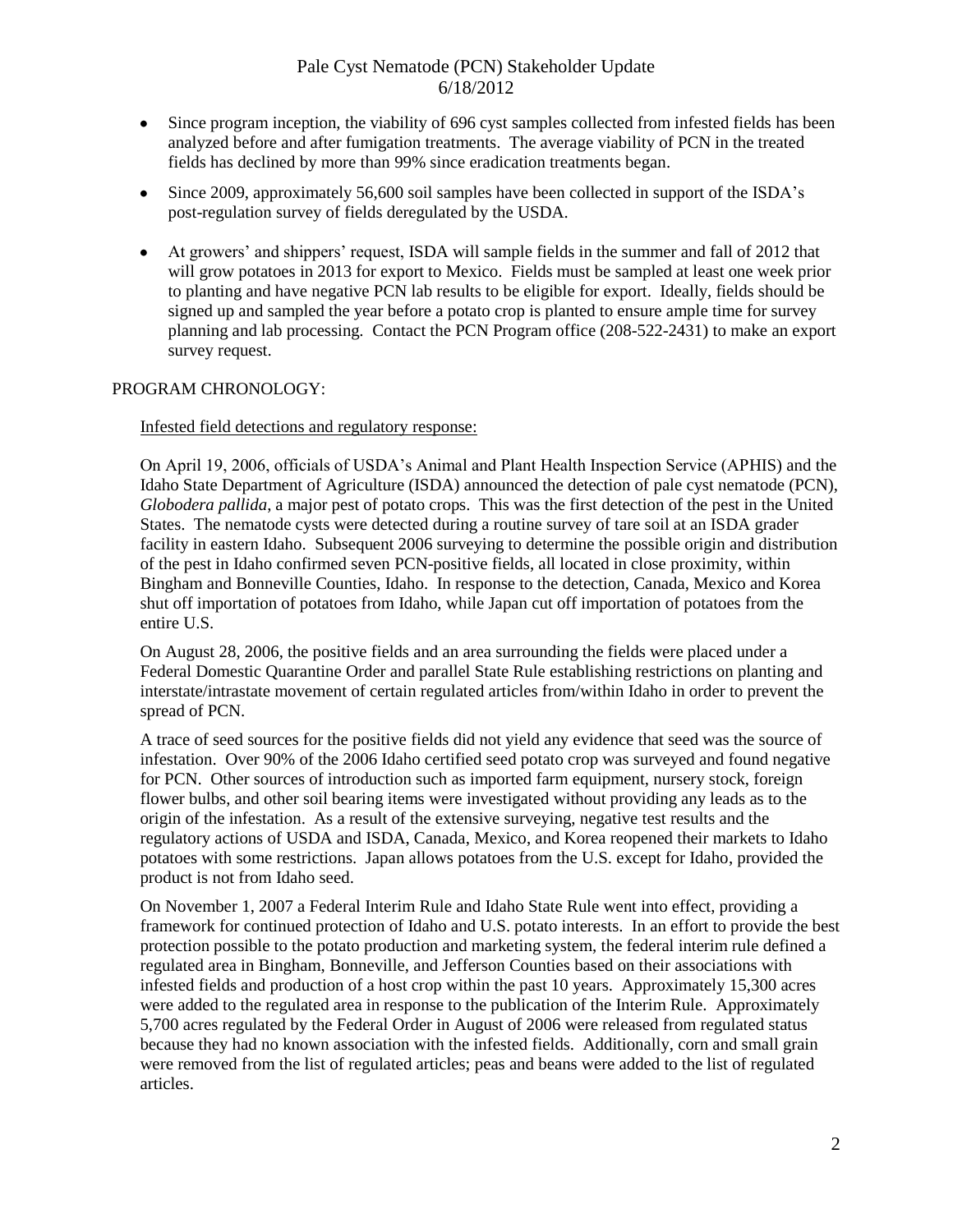- Since program inception, the viability of 696 cyst samples collected from infested fields has been analyzed before and after fumigation treatments. The average viability of PCN in the treated fields has declined by more than 99% since eradication treatments began.
- Since 2009, approximately 56,600 soil samples have been collected in support of the ISDA's post-regulation survey of fields deregulated by the USDA.
- At growers' and shippers' request, ISDA will sample fields in the summer and fall of 2012 that will grow potatoes in 2013 for export to Mexico. Fields must be sampled at least one week prior to planting and have negative PCN lab results to be eligible for export. Ideally, fields should be signed up and sampled the year before a potato crop is planted to ensure ample time for survey planning and lab processing. Contact the PCN Program office (208-522-2431) to make an export survey request.

PROGRAM CHRONOLOGY:

Infested field detections and regulatory response:

On April 19, 2006, officials of USDA's Animal and Plant Health Inspection Service (APHIS) and the Idaho State Department of Agriculture (ISDA) announced the detection of pale cyst nematode (PCN), *Globodera pallida*, a major pest of potato crops. This was the first detection of the pest in the United States. The nematode cysts were detected during a routine survey of tare soil at an ISDA grader facility in eastern Idaho. Subsequent 2006 surveying to determine the possible origin and distribution of the pest in Idaho confirmed seven PCN-positive fields, all located in close proximity, within Bingham and Bonneville Counties, Idaho. In response to the detection, Canada, Mexico and Korea shut off importation of potatoes from Idaho, while Japan cut off importation of potatoes from the entire U.S.

On August 28, 2006, the positive fields and an area surrounding the fields were placed under a Federal Domestic Quarantine Order and parallel State Rule establishing restrictions on planting and interstate/intrastate movement of certain regulated articles from/within Idaho in order to prevent the spread of PCN.

A trace of seed sources for the positive fields did not yield any evidence that seed was the source of infestation. Over 90% of the 2006 Idaho certified seed potato crop was surveyed and found negative for PCN. Other sources of introduction such as imported farm equipment, nursery stock, foreign flower bulbs, and other soil bearing items were investigated without providing any leads as to the origin of the infestation. As a result of the extensive surveying, negative test results and the regulatory actions of USDA and ISDA, Canada, Mexico, and Korea reopened their markets to Idaho potatoes with some restrictions. Japan allows potatoes from the U.S. except for Idaho, provided the product is not from Idaho seed.

On November 1, 2007 a Federal Interim Rule and Idaho State Rule went into effect, providing a framework for continued protection of Idaho and U.S. potato interests. In an effort to provide the best protection possible to the potato production and marketing system, the federal interim rule defined a regulated area in Bingham, Bonneville, and Jefferson Counties based on their associations with infested fields and production of a host crop within the past 10 years. Approximately 15,300 acres were added to the regulated area in response to the publication of the Interim Rule. Approximately 5,700 acres regulated by the Federal Order in August of 2006 were released from regulated status because they had no known association with the infested fields. Additionally, corn and small grain were removed from the list of regulated articles; peas and beans were added to the list of regulated articles.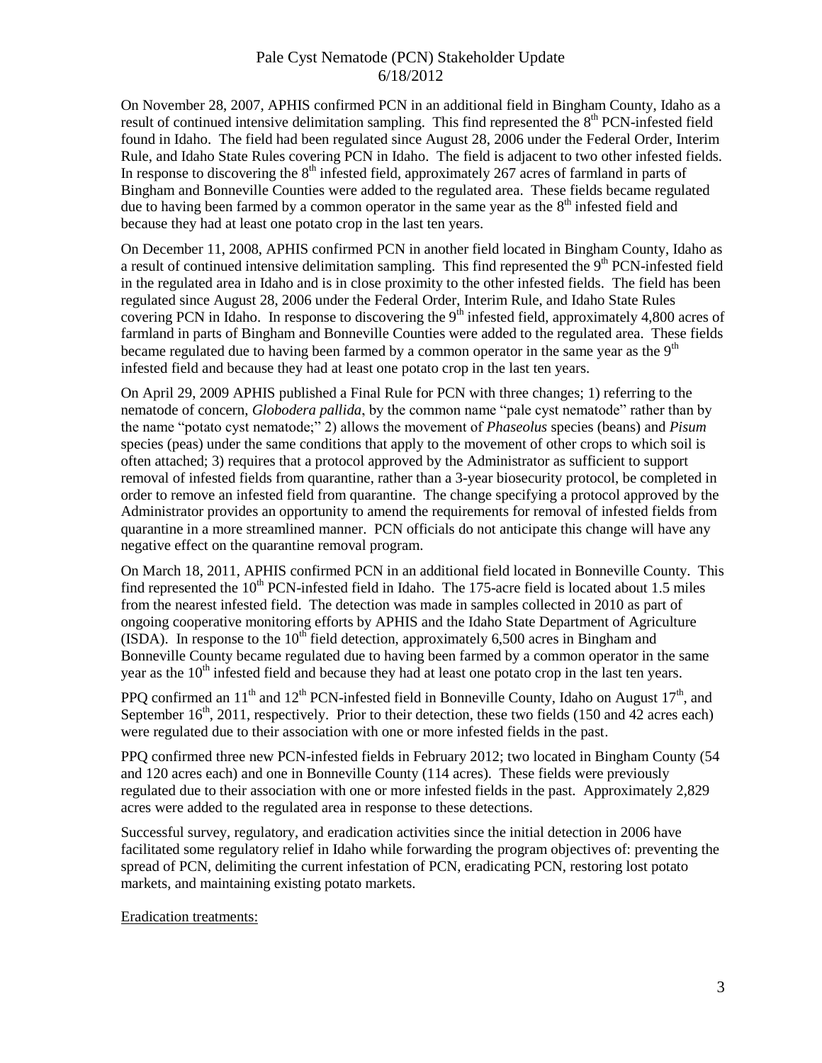On November 28, 2007, APHIS confirmed PCN in an additional field in Bingham County, Idaho as a result of continued intensive delimitation sampling. This find represented the 8th PCN-infested field found in Idaho. The field had been regulated since August 28, 2006 under the Federal Order, Interim Rule, and Idaho State Rules covering PCN in Idaho. The field is adjacent to two other infested fields. In response to discovering the 8th infested field, approximately 267 acres of farmland in parts of Bingham and Bonneville Counties were added to the regulated area. These fields became regulated due to having been farmed by a common operator in the same year as the 8th infested field and because they had at least one potato crop in the last ten years.

On December 11, 2008, APHIS confirmed PCN in another field located in Bingham County, Idaho as a result of continued intensive delimitation sampling. This find represented the 9th PCN-infested field in the regulated area in Idaho and is in close proximity to the other infested fields. The field has been regulated since August 28, 2006 under the Federal Order, Interim Rule, and Idaho State Rules covering PCN in Idaho. In response to discovering the 9th infested field, approximately 4,800 acres of farmland in parts of Bingham and Bonneville Counties were added to the regulated area. These fields became regulated due to having been farmed by a common operator in the same year as the 9th infested field and because they had at least one potato crop in the last ten years.

On April 29, 2009 APHIS published a Final Rule for PCN with three changes; 1) referring to the nematode of concern, *Globodera pallida*, by the common name "pale cyst nematode" rather than by the name "potato cyst nematode;" 2) allows the movement of *Phaseolus* species (beans) and *Pisum* species (peas) under the same conditions that apply to the movement of other crops to which soil is often attached; 3) requires that a protocol approved by the Administrator as sufficient to support removal of infested fields from quarantine, rather than a 3-year biosecurity protocol, be completed in order to remove an infested field from quarantine. The change specifying a protocol approved by the Administrator provides an opportunity to amend the requirements for removal of infested fields from quarantine in a more streamlined manner. PCN officials do not anticipate this change will have any negative effect on the quarantine removal program.

On March 18, 2011, APHIS confirmed PCN in an additional field located in Bonneville County. This find represented the 10th PCN-infested field in Idaho. The 175-acre field is located about 1.5 miles from the nearest infested field. The detection was made in samples collected in 2010 as part of ongoing cooperative monitoring efforts by APHIS and the Idaho State Department of Agriculture (ISDA). In response to the 10th field detection, approximately 6,500 acres in Bingham and Bonneville County became regulated due to having been farmed by a common operator in the same year as the 10th infested field and because they had at least one potato crop in the last ten years.

PPQ confirmed an 11th and 12th PCN-infested field in Bonneville County, Idaho on August 17th, and September 16th, 2011, respectively. Prior to their detection, these two fields (150 and 42 acres each) were regulated due to their association with one or more infested fields in the past.

PPQ confirmed three new PCN-infested fields in February 2012; two located in Bingham County (54 and 120 acres each) and one in Bonneville County (114 acres). These fields were previously regulated due to their association with one or more infested fields in the past. Approximately 2,829 acres were added to the regulated area in response to these detections.

Successful survey, regulatory, and eradication activities since the initial detection in 2006 have facilitated some regulatory relief in Idaho while forwarding the program objectives of: preventing the spread of PCN, delimiting the current infestation of PCN, eradicating PCN, restoring lost potato markets, and maintaining existing potato markets.

Eradication treatments: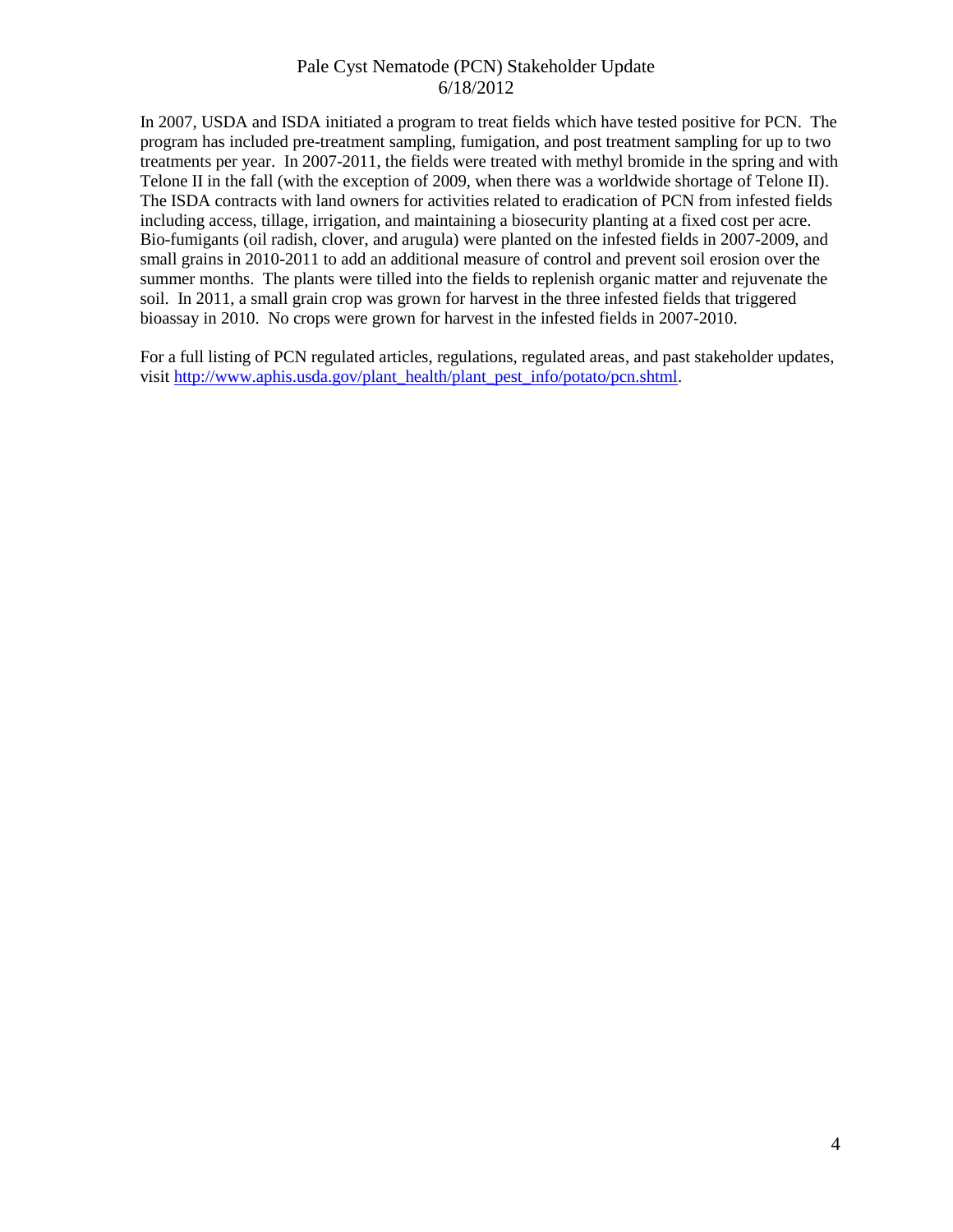In 2007, USDA and ISDA initiated a program to treat fields which have tested positive for PCN. The program has included pre-treatment sampling, fumigation, and post treatment sampling for up to two treatments per year. In 2007-2011, the fields were treated with methyl bromide in the spring and with Telone II in the fall (with the exception of 2009, when there was a worldwide shortage of Telone II). The ISDA contracts with land owners for activities related to eradication of PCN from infested fields including access, tillage, irrigation, and maintaining a biosecurity planting at a fixed cost per acre. Bio-fumigants (oil radish, clover, and arugula) were planted on the infested fields in 2007-2009, and small grains in 2010-2011 to add an additional measure of control and prevent soil erosion over the summer months. The plants were tilled into the fields to replenish organic matter and rejuvenate the soil. In 2011, a small grain crop was grown for harvest in the three infested fields that triggered bioassay in 2010. No crops were grown for harvest in the infested fields in 2007-2010.

For a full listing of PCN regulated articles, regulations, regulated areas, and past stakeholder updates, visit http://www.aphis.usda.gov/plant_health/plant_pest_info/potato/pcn.shtml.